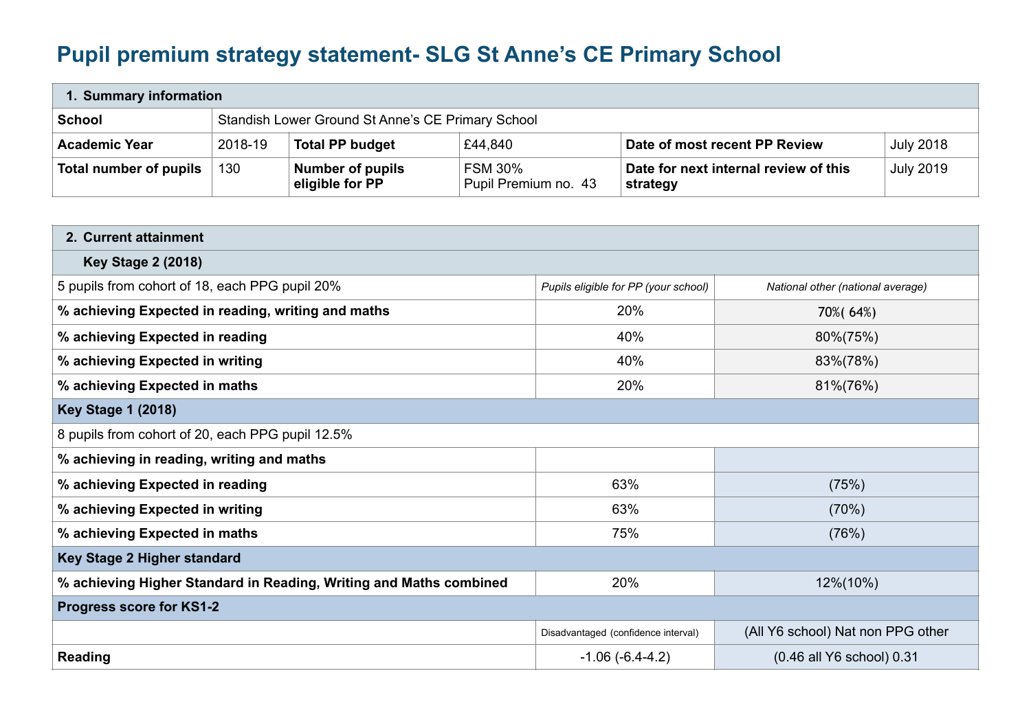# Pupil premium strategy statement- SLG St Anne's CE Primary School

| 1. Summary information | | | | | |
|---|---|---|---|---|---|
| **School** | Standish Lower Ground St Anne's CE Primary School | | | | |
| **Academic Year** | 2018-19 | **Total PP budget** | £44,840 | **Date of most recent PP Review** | July 2018 |
| **Total number of pupils** | 130 | **Number of pupils eligible for PP** | FSM 30%<br>Pupil Premium no. 43 | **Date for next internal review of this strategy** | July 2019 |

| 2. Current attainment | | |
|---|---|---|
| **Key Stage 2 (2018)** | | |
| 5 pupils from cohort of 18, each PPG pupil 20% | *Pupils eligible for PP (your school)* | *National other (national average)* |
| **% achieving Expected in reading, writing and maths** | 20% | 70%( 64%) |
| **% achieving Expected in reading** | 40% | 80%(75%) |
| **% achieving Expected in writing** | 40% | 83%(78%) |
| **% achieving Expected in maths** | 20% | 81%(76%) |
| **Key Stage 1 (2018)** | | |
| 8 pupils from cohort of 20, each PPG pupil 12.5% | | |
| **% achieving in reading, writing and maths** | | |
| **% achieving Expected in reading** | 63% | (75%) |
| **% achieving Expected in writing** | 63% | (70%) |
| **% achieving Expected in maths** | 75% | (76%) |
| **Key Stage 2 Higher standard** | | |
| **% achieving Higher Standard in Reading, Writing and Maths combined** | 20% | 12%(10%) |
| **Progress score for KS1-2** | | |
| | Disadvantaged (confidence interval) | (All Y6 school) Nat non PPG other |
| **Reading** | -1.06 (-6.4-4.2) | (0.46 all Y6 school) 0.31 |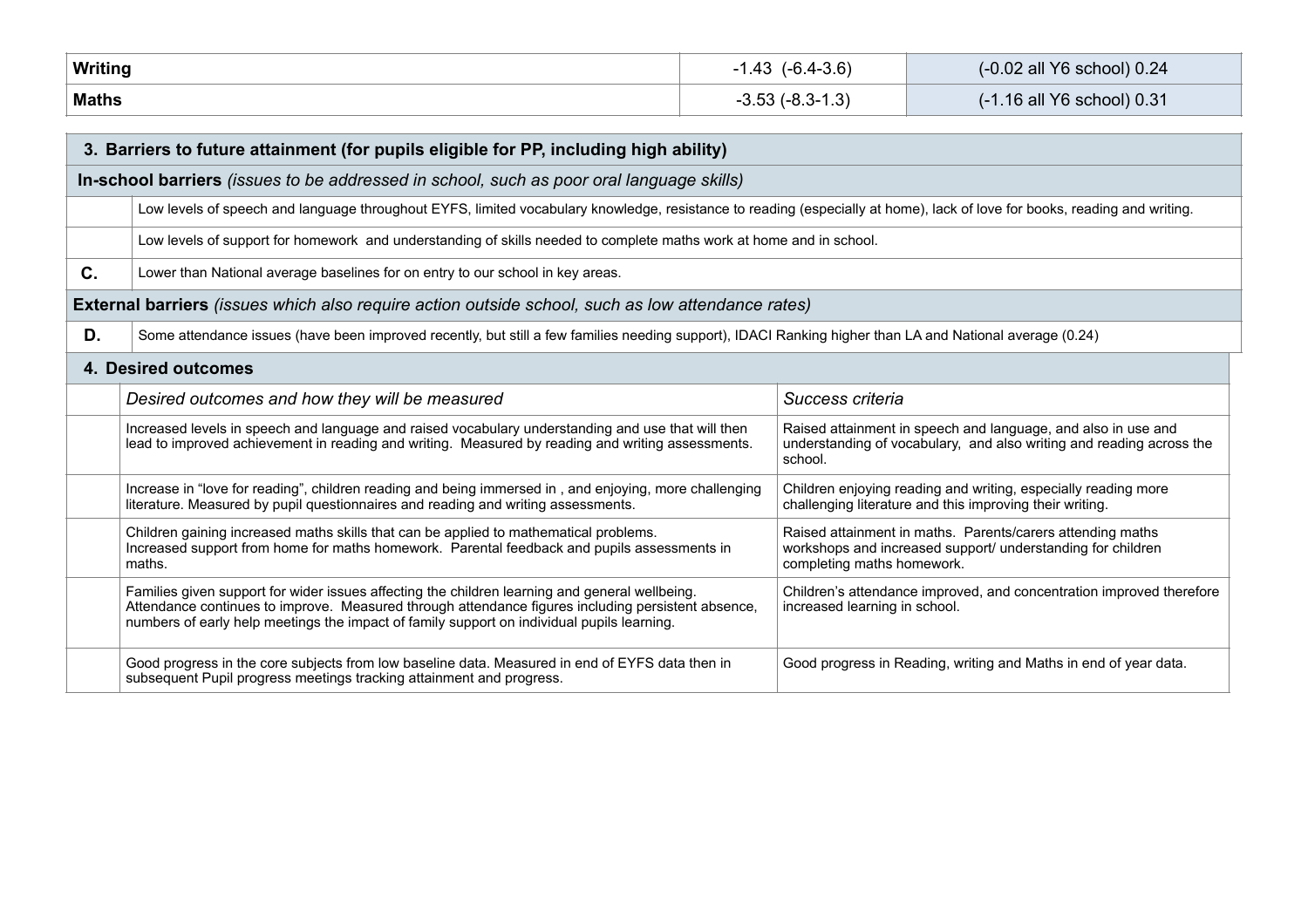| Writing | -1.43 (-6.4-3.6) | (-0.02 all Y6 school) 0.24 |
|---|---|---|
| Maths | -3.53 (-8.3-1.3) | (-1.16 all Y6 school) 0.31 |

| **3. Barriers to future attainment (for pupils eligible for PP, including high ability)** | |
|---|---|
| **In-school barriers** *(issues to be addressed in school, such as poor oral language skills)* | |
| | Low levels of speech and language throughout EYFS, limited vocabulary knowledge, resistance to reading (especially at home), lack of love for books, reading and writing. |
| | Low levels of support for homework and understanding of skills needed to complete maths work at home and in school. |
| **C.** | Lower than National average baselines for on entry to our school in key areas. |
| **External barriers** *(issues which also require action outside school, such as low attendance rates)* | |
| **D.** | Some attendance issues (have been improved recently, but still a few families needing support), IDACI Ranking higher than LA and National average (0.24) |

| **4. Desired outcomes** | | |
|---|---|---|
| | *Desired outcomes and how they will be measured* | *Success criteria* |
| | Increased levels in speech and language and raised vocabulary understanding and use that will then lead to improved achievement in reading and writing. Measured by reading and writing assessments. | Raised attainment in speech and language, and also in use and understanding of vocabulary, and also writing and reading across the school. |
| | Increase in "love for reading", children reading and being immersed in , and enjoying, more challenging literature. Measured by pupil questionnaires and reading and writing assessments. | Children enjoying reading and writing, especially reading more challenging literature and this improving their writing. |
| | Children gaining increased maths skills that can be applied to mathematical problems. Increased support from home for maths homework. Parental feedback and pupils assessments in maths. | Raised attainment in maths. Parents/carers attending maths workshops and increased support/ understanding for children completing maths homework. |
| | Families given support for wider issues affecting the children learning and general wellbeing. Attendance continues to improve. Measured through attendance figures including persistent absence, numbers of early help meetings the impact of family support on individual pupils learning. | Children's attendance improved, and concentration improved therefore increased learning in school. |
| | Good progress in the core subjects from low baseline data. Measured in end of EYFS data then in subsequent Pupil progress meetings tracking attainment and progress. | Good progress in Reading, writing and Maths in end of year data. |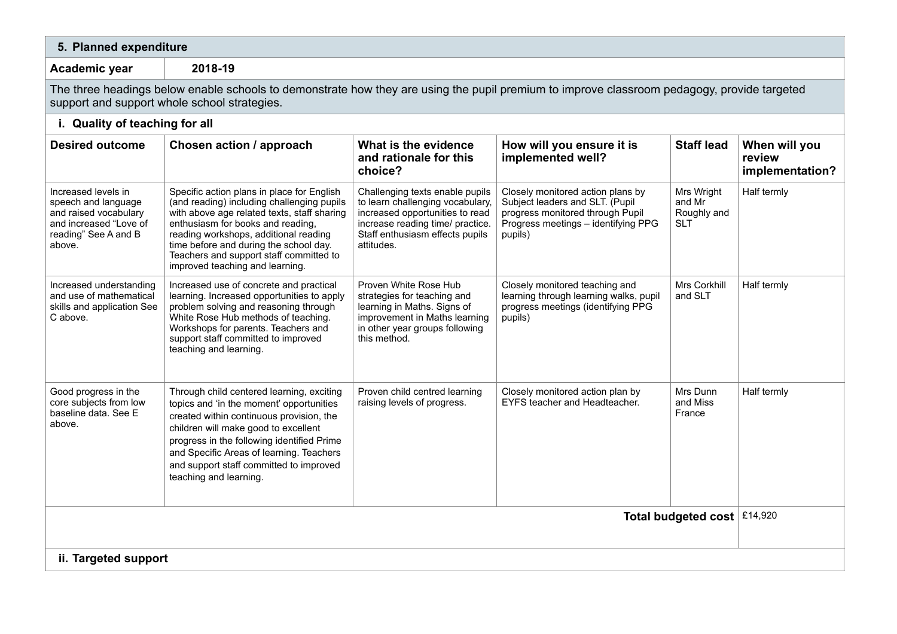## 5. Planned expenditure

**Academic year** **2018-19**

The three headings below enable schools to demonstrate how they are using the pupil premium to improve classroom pedagogy, provide targeted support and support whole school strategies.

### i. Quality of teaching for all

| Desired outcome | Chosen action / approach | What is the evidence and rationale for this choice? | How will you ensure it is implemented well? | Staff lead | When will you review implementation? |
|---|---|---|---|---|---|
| Increased levels in speech and language and raised vocabulary and increased "Love of reading" See A and B above. | Specific action plans in place for English (and reading) including challenging pupils with above age related texts, staff sharing enthusiasm for books and reading, reading workshops, additional reading time before and during the school day. Teachers and support staff committed to improved teaching and learning. | Challenging texts enable pupils to learn challenging vocabulary, increased opportunities to read increase reading time/ practice. Staff enthusiasm effects pupils attitudes. | Closely monitored action plans by Subject leaders and SLT. (Pupil progress monitored through Pupil Progress meetings – identifying PPG pupils) | Mrs Wright and Mr Roughly and SLT | Half termly |
| Increased understanding and use of mathematical skills and application See C above. | Increased use of concrete and practical learning. Increased opportunities to apply problem solving and reasoning through White Rose Hub methods of teaching. Workshops for parents. Teachers and support staff committed to improved teaching and learning. | Proven White Rose Hub strategies for teaching and learning in Maths. Signs of improvement in Maths learning in other year groups following this method. | Closely monitored teaching and learning through learning walks, pupil progress meetings (identifying PPG pupils) | Mrs Corkhill and SLT | Half termly |
| Good progress in the core subjects from low baseline data. See E above. | Through child centered learning, exciting topics and 'in the moment' opportunities created within continuous provision, the children will make good to excellent progress in the following identified Prime and Specific Areas of learning. Teachers and support staff committed to improved teaching and learning. | Proven child centred learning raising levels of progress. | Closely monitored action plan by EYFS teacher and Headteacher. | Mrs Dunn and Miss France | Half termly |
| | | | | **Total budgeted cost** | £14,920 |

### ii. Targeted support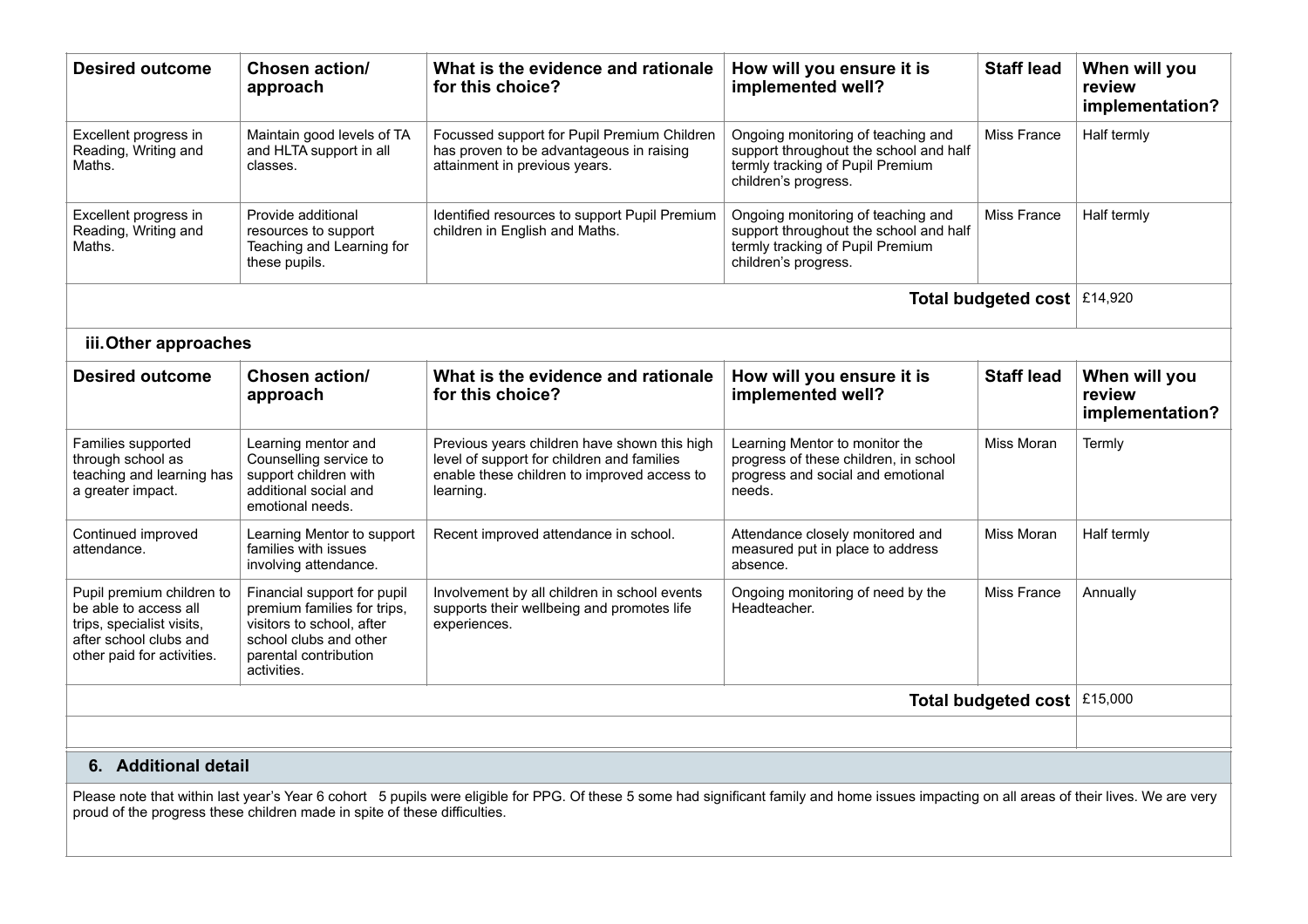| Desired outcome | Chosen action/ approach | What is the evidence and rationale for this choice? | How will you ensure it is implemented well? | Staff lead | When will you review implementation? |
|---|---|---|---|---|---|
| Excellent progress in Reading, Writing and Maths. | Maintain good levels of TA and HLTA support in all classes. | Focussed support for Pupil Premium Children has proven to be advantageous in raising attainment in previous years. | Ongoing monitoring of teaching and support throughout the school and half termly tracking of Pupil Premium children's progress. | Miss France | Half termly |
| Excellent progress in Reading, Writing and Maths. | Provide additional resources to support Teaching and Learning for these pupils. | Identified resources to support Pupil Premium children in English and Maths. | Ongoing monitoring of teaching and support throughout the school and half termly tracking of Pupil Premium children's progress. | Miss France | Half termly |
| | | | | **Total budgeted cost** | £14,920 |

### iii. Other approaches

| Desired outcome | Chosen action/ approach | What is the evidence and rationale for this choice? | How will you ensure it is implemented well? | Staff lead | When will you review implementation? |
|---|---|---|---|---|---|
| Families supported through school as teaching and learning has a greater impact. | Learning mentor and Counselling service to support children with additional social and emotional needs. | Previous years children have shown this high level of support for children and families enable these children to improved access to learning. | Learning Mentor to monitor the progress of these children, in school progress and social and emotional needs. | Miss Moran | Termly |
| Continued improved attendance. | Learning Mentor to support families with issues involving attendance. | Recent improved attendance in school. | Attendance closely monitored and measured put in place to address absence. | Miss Moran | Half termly |
| Pupil premium children to be able to access all trips, specialist visits, after school clubs and other paid for activities. | Financial support for pupil premium families for trips, visitors to school, after school clubs and other parental contribution activities. | Involvement by all children in school events supports their wellbeing and promotes life experiences. | Ongoing monitoring of need by the Headteacher. | Miss France | Annually |
| | | | | **Total budgeted cost** | £15,000 |

## 6. Additional detail

Please note that within last year's Year 6 cohort 5 pupils were eligible for PPG. Of these 5 some had significant family and home issues impacting on all areas of their lives. We are very proud of the progress these children made in spite of these difficulties.